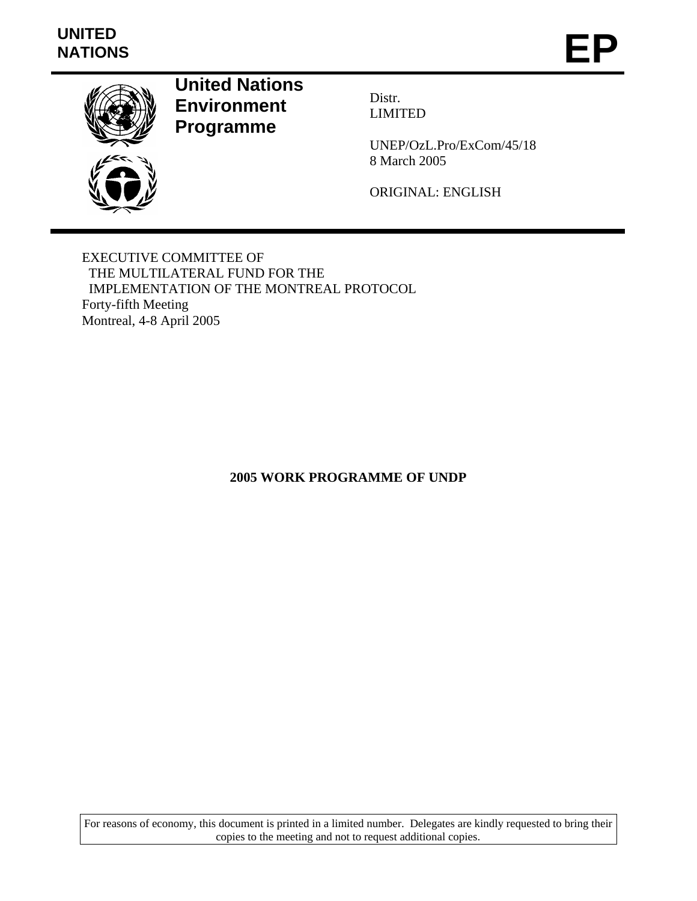**UNITED NATIONS**

# EP

**United Nations Environment Programme**

Distr.
LIMITED

UNEP/OzL.Pro/ExCom/45/18
8 March 2005

ORIGINAL: ENGLISH

EXECUTIVE COMMITTEE OF
THE MULTILATERAL FUND FOR THE
IMPLEMENTATION OF THE MONTREAL PROTOCOL
Forty-fifth Meeting
Montreal, 4-8 April 2005

## 2005 WORK PROGRAMME OF UNDP

For reasons of economy, this document is printed in a limited number. Delegates are kindly requested to bring their copies to the meeting and not to request additional copies.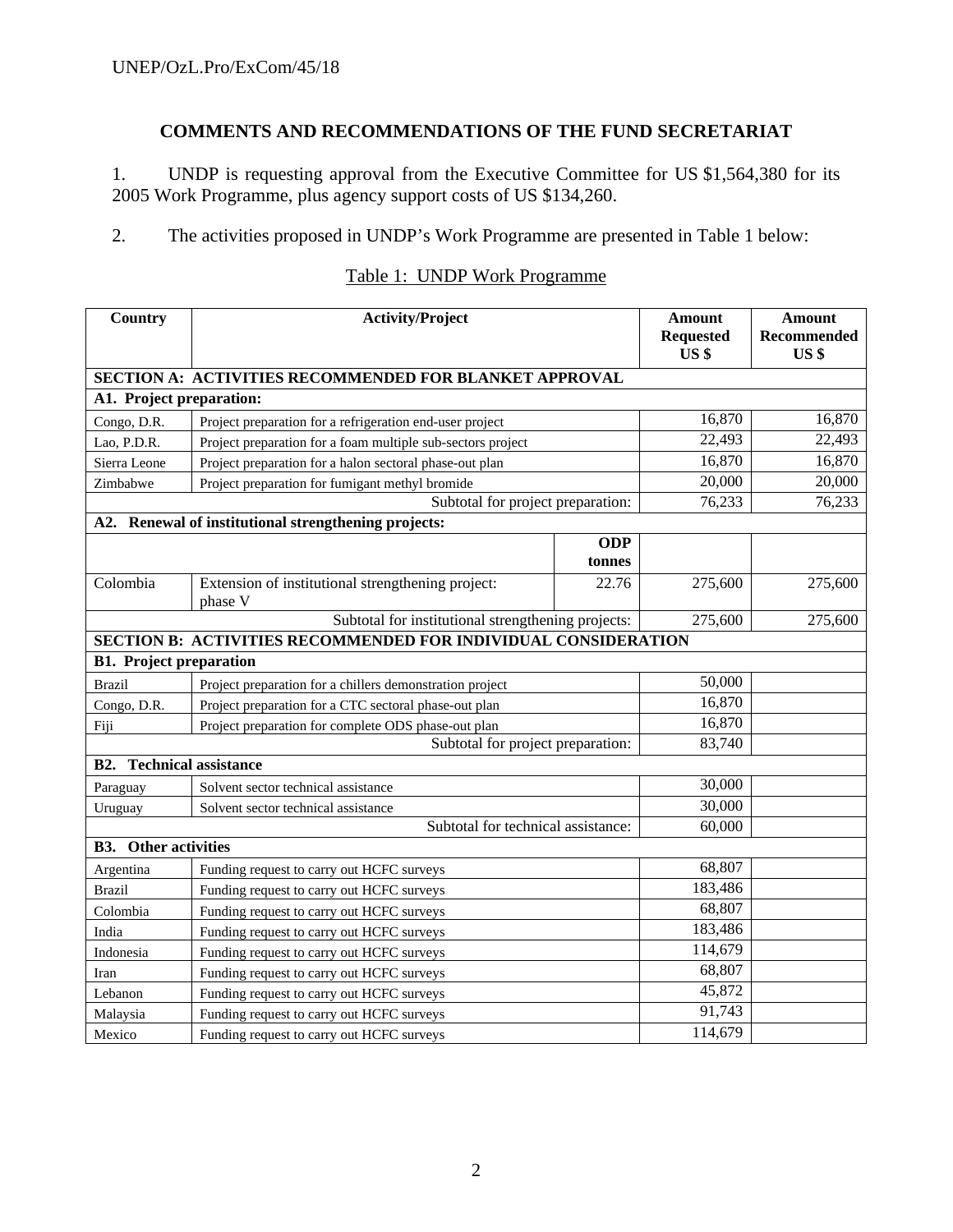## COMMENTS AND RECOMMENDATIONS OF THE FUND SECRETARIAT

1. UNDP is requesting approval from the Executive Committee for US $1,564,380 for its 2005 Work Programme, plus agency support costs of US $134,260.

2. The activities proposed in UNDP's Work Programme are presented in Table 1 below:

Table 1: UNDP Work Programme

| Country | Activity/Project | | Amount Requested US $ | Amount Recommended US $ |
|---|---|---|---|---|
| **SECTION A: ACTIVITIES RECOMMENDED FOR BLANKET APPROVAL** | | | | |
| **A1. Project preparation:** | | | | |
| Congo, D.R. | Project preparation for a refrigeration end-user project | | 16,870 | 16,870 |
| Lao, P.D.R. | Project preparation for a foam multiple sub-sectors project | | 22,493 | 22,493 |
| Sierra Leone | Project preparation for a halon sectoral phase-out plan | | 16,870 | 16,870 |
| Zimbabwe | Project preparation for fumigant methyl bromide | | 20,000 | 20,000 |
| | Subtotal for project preparation: | | 76,233 | 76,233 |
| **A2. Renewal of institutional strengthening projects:** | | | | |
| | | **ODP tonnes** | | |
| Colombia | Extension of institutional strengthening project: phase V | 22.76 | 275,600 | 275,600 |
| | Subtotal for institutional strengthening projects: | | 275,600 | 275,600 |
| **SECTION B: ACTIVITIES RECOMMENDED FOR INDIVIDUAL CONSIDERATION** | | | | |
| **B1. Project preparation** | | | | |
| Brazil | Project preparation for a chillers demonstration project | | 50,000 | |
| Congo, D.R. | Project preparation for a CTC sectoral phase-out plan | | 16,870 | |
| Fiji | Project preparation for complete ODS phase-out plan | | 16,870 | |
| | Subtotal for project preparation: | | 83,740 | |
| **B2. Technical assistance** | | | | |
| Paraguay | Solvent sector technical assistance | | 30,000 | |
| Uruguay | Solvent sector technical assistance | | 30,000 | |
| | Subtotal for technical assistance: | | 60,000 | |
| **B3. Other activities** | | | | |
| Argentina | Funding request to carry out HCFC surveys | | 68,807 | |
| Brazil | Funding request to carry out HCFC surveys | | 183,486 | |
| Colombia | Funding request to carry out HCFC surveys | | 68,807 | |
| India | Funding request to carry out HCFC surveys | | 183,486 | |
| Indonesia | Funding request to carry out HCFC surveys | | 114,679 | |
| Iran | Funding request to carry out HCFC surveys | | 68,807 | |
| Lebanon | Funding request to carry out HCFC surveys | | 45,872 | |
| Malaysia | Funding request to carry out HCFC surveys | | 91,743 | |
| Mexico | Funding request to carry out HCFC surveys | | 114,679 | |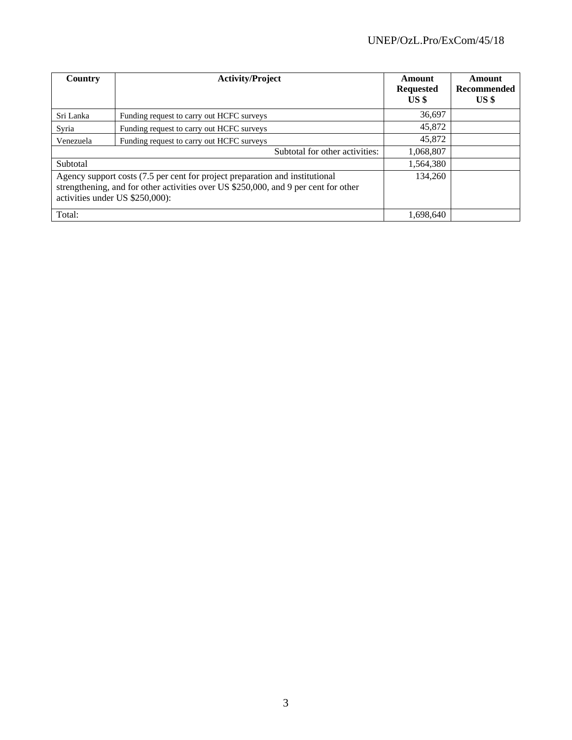| Country | Activity/Project | Amount Requested US $ | Amount Recommended US $ |
|---|---|---|---|
| Sri Lanka | Funding request to carry out HCFC surveys | 36,697 | |
| Syria | Funding request to carry out HCFC surveys | 45,872 | |
| Venezuela | Funding request to carry out HCFC surveys | 45,872 | |
| | Subtotal for other activities: | 1,068,807 | |
| Subtotal | | 1,564,380 | |
| Agency support costs (7.5 per cent for project preparation and institutional strengthening, and for other activities over US $250,000, and 9 per cent for other activities under US $250,000): | | 134,260 | |
| Total: | | 1,698,640 | |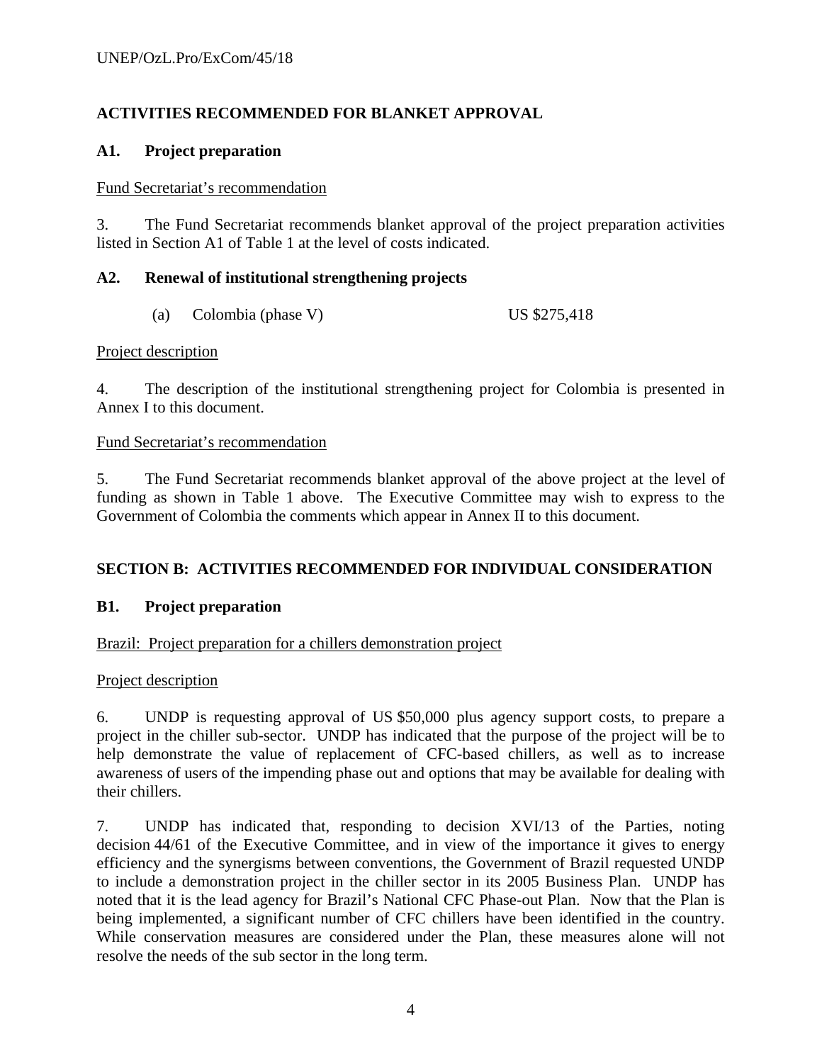## ACTIVITIES RECOMMENDED FOR BLANKET APPROVAL

### A1. Project preparation

Fund Secretariat's recommendation

3. The Fund Secretariat recommends blanket approval of the project preparation activities listed in Section A1 of Table 1 at the level of costs indicated.

### A2. Renewal of institutional strengthening projects

(a) Colombia (phase V) US $275,418

Project description

4. The description of the institutional strengthening project for Colombia is presented in Annex I to this document.

Fund Secretariat's recommendation

5. The Fund Secretariat recommends blanket approval of the above project at the level of funding as shown in Table 1 above. The Executive Committee may wish to express to the Government of Colombia the comments which appear in Annex II to this document.

## SECTION B: ACTIVITIES RECOMMENDED FOR INDIVIDUAL CONSIDERATION

### B1. Project preparation

Brazil: Project preparation for a chillers demonstration project

Project description

6. UNDP is requesting approval of US $50,000 plus agency support costs, to prepare a project in the chiller sub-sector. UNDP has indicated that the purpose of the project will be to help demonstrate the value of replacement of CFC-based chillers, as well as to increase awareness of users of the impending phase out and options that may be available for dealing with their chillers.

7. UNDP has indicated that, responding to decision XVI/13 of the Parties, noting decision 44/61 of the Executive Committee, and in view of the importance it gives to energy efficiency and the synergisms between conventions, the Government of Brazil requested UNDP to include a demonstration project in the chiller sector in its 2005 Business Plan. UNDP has noted that it is the lead agency for Brazil's National CFC Phase-out Plan. Now that the Plan is being implemented, a significant number of CFC chillers have been identified in the country. While conservation measures are considered under the Plan, these measures alone will not resolve the needs of the sub sector in the long term.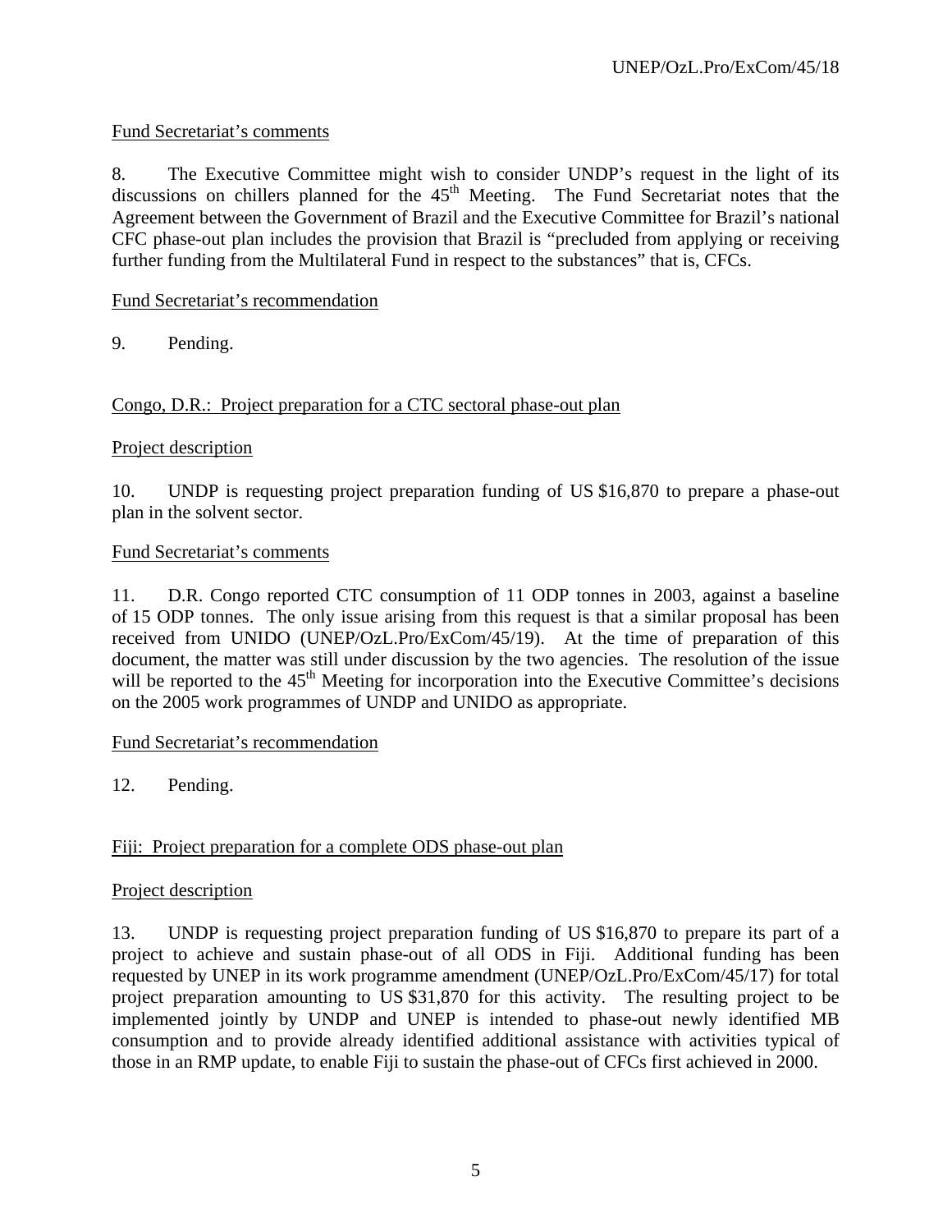Fund Secretariat's comments

8. The Executive Committee might wish to consider UNDP's request in the light of its discussions on chillers planned for the 45th Meeting. The Fund Secretariat notes that the Agreement between the Government of Brazil and the Executive Committee for Brazil's national CFC phase-out plan includes the provision that Brazil is "precluded from applying or receiving further funding from the Multilateral Fund in respect to the substances" that is, CFCs.

Fund Secretariat's recommendation

9. Pending.

Congo, D.R.: Project preparation for a CTC sectoral phase-out plan

Project description

10. UNDP is requesting project preparation funding of US $16,870 to prepare a phase-out plan in the solvent sector.

Fund Secretariat's comments

11. D.R. Congo reported CTC consumption of 11 ODP tonnes in 2003, against a baseline of 15 ODP tonnes. The only issue arising from this request is that a similar proposal has been received from UNIDO (UNEP/OzL.Pro/ExCom/45/19). At the time of preparation of this document, the matter was still under discussion by the two agencies. The resolution of the issue will be reported to the 45th Meeting for incorporation into the Executive Committee's decisions on the 2005 work programmes of UNDP and UNIDO as appropriate.

Fund Secretariat's recommendation

12. Pending.

Fiji: Project preparation for a complete ODS phase-out plan

Project description

13. UNDP is requesting project preparation funding of US $16,870 to prepare its part of a project to achieve and sustain phase-out of all ODS in Fiji. Additional funding has been requested by UNEP in its work programme amendment (UNEP/OzL.Pro/ExCom/45/17) for total project preparation amounting to US $31,870 for this activity. The resulting project to be implemented jointly by UNDP and UNEP is intended to phase-out newly identified MB consumption and to provide already identified additional assistance with activities typical of those in an RMP update, to enable Fiji to sustain the phase-out of CFCs first achieved in 2000.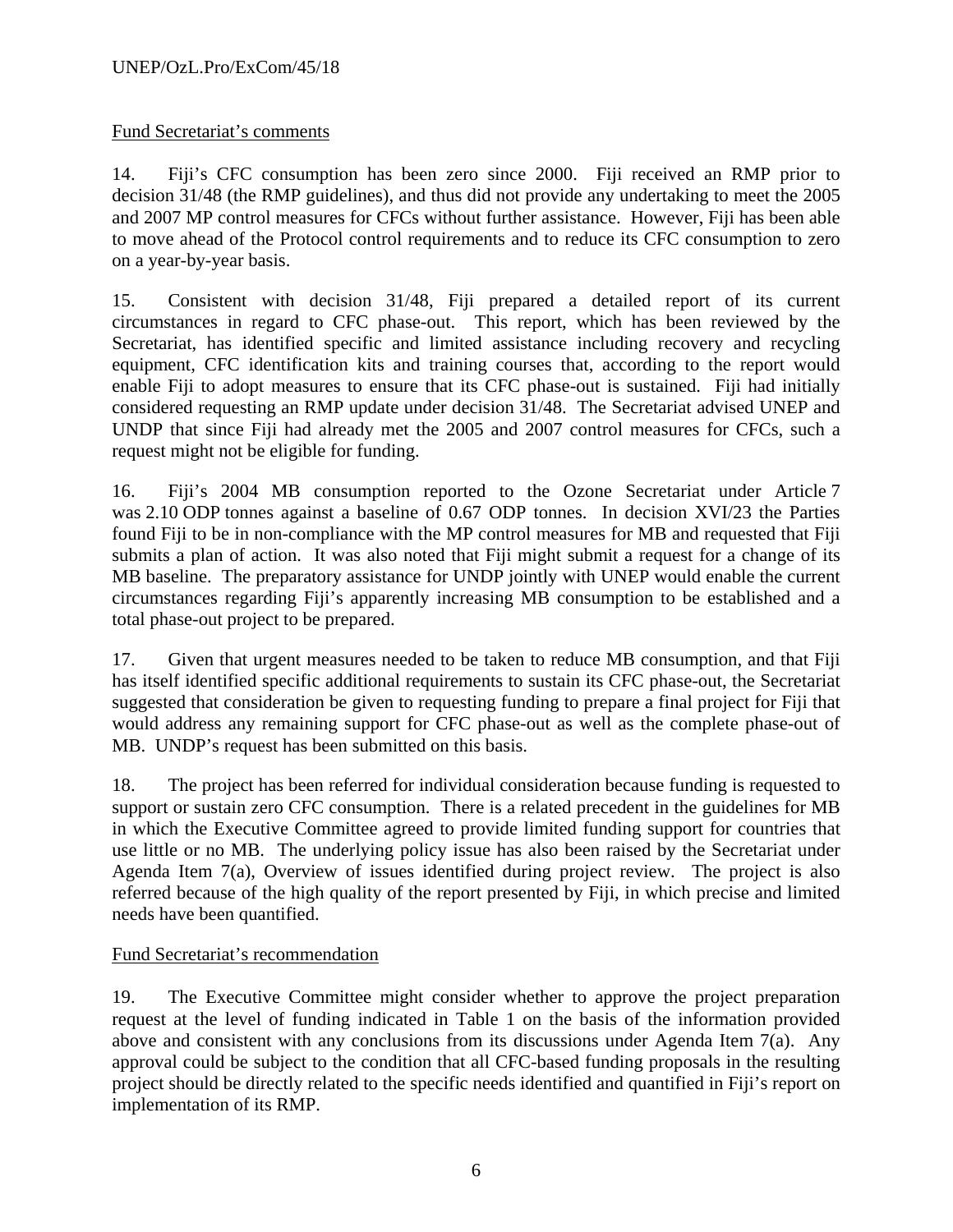Fund Secretariat's comments

14. Fiji's CFC consumption has been zero since 2000. Fiji received an RMP prior to decision 31/48 (the RMP guidelines), and thus did not provide any undertaking to meet the 2005 and 2007 MP control measures for CFCs without further assistance. However, Fiji has been able to move ahead of the Protocol control requirements and to reduce its CFC consumption to zero on a year-by-year basis.

15. Consistent with decision 31/48, Fiji prepared a detailed report of its current circumstances in regard to CFC phase-out. This report, which has been reviewed by the Secretariat, has identified specific and limited assistance including recovery and recycling equipment, CFC identification kits and training courses that, according to the report would enable Fiji to adopt measures to ensure that its CFC phase-out is sustained. Fiji had initially considered requesting an RMP update under decision 31/48. The Secretariat advised UNEP and UNDP that since Fiji had already met the 2005 and 2007 control measures for CFCs, such a request might not be eligible for funding.

16. Fiji's 2004 MB consumption reported to the Ozone Secretariat under Article 7 was 2.10 ODP tonnes against a baseline of 0.67 ODP tonnes. In decision XVI/23 the Parties found Fiji to be in non-compliance with the MP control measures for MB and requested that Fiji submits a plan of action. It was also noted that Fiji might submit a request for a change of its MB baseline. The preparatory assistance for UNDP jointly with UNEP would enable the current circumstances regarding Fiji's apparently increasing MB consumption to be established and a total phase-out project to be prepared.

17. Given that urgent measures needed to be taken to reduce MB consumption, and that Fiji has itself identified specific additional requirements to sustain its CFC phase-out, the Secretariat suggested that consideration be given to requesting funding to prepare a final project for Fiji that would address any remaining support for CFC phase-out as well as the complete phase-out of MB. UNDP's request has been submitted on this basis.

18. The project has been referred for individual consideration because funding is requested to support or sustain zero CFC consumption. There is a related precedent in the guidelines for MB in which the Executive Committee agreed to provide limited funding support for countries that use little or no MB. The underlying policy issue has also been raised by the Secretariat under Agenda Item 7(a), Overview of issues identified during project review. The project is also referred because of the high quality of the report presented by Fiji, in which precise and limited needs have been quantified.

Fund Secretariat's recommendation

19. The Executive Committee might consider whether to approve the project preparation request at the level of funding indicated in Table 1 on the basis of the information provided above and consistent with any conclusions from its discussions under Agenda Item 7(a). Any approval could be subject to the condition that all CFC-based funding proposals in the resulting project should be directly related to the specific needs identified and quantified in Fiji's report on implementation of its RMP.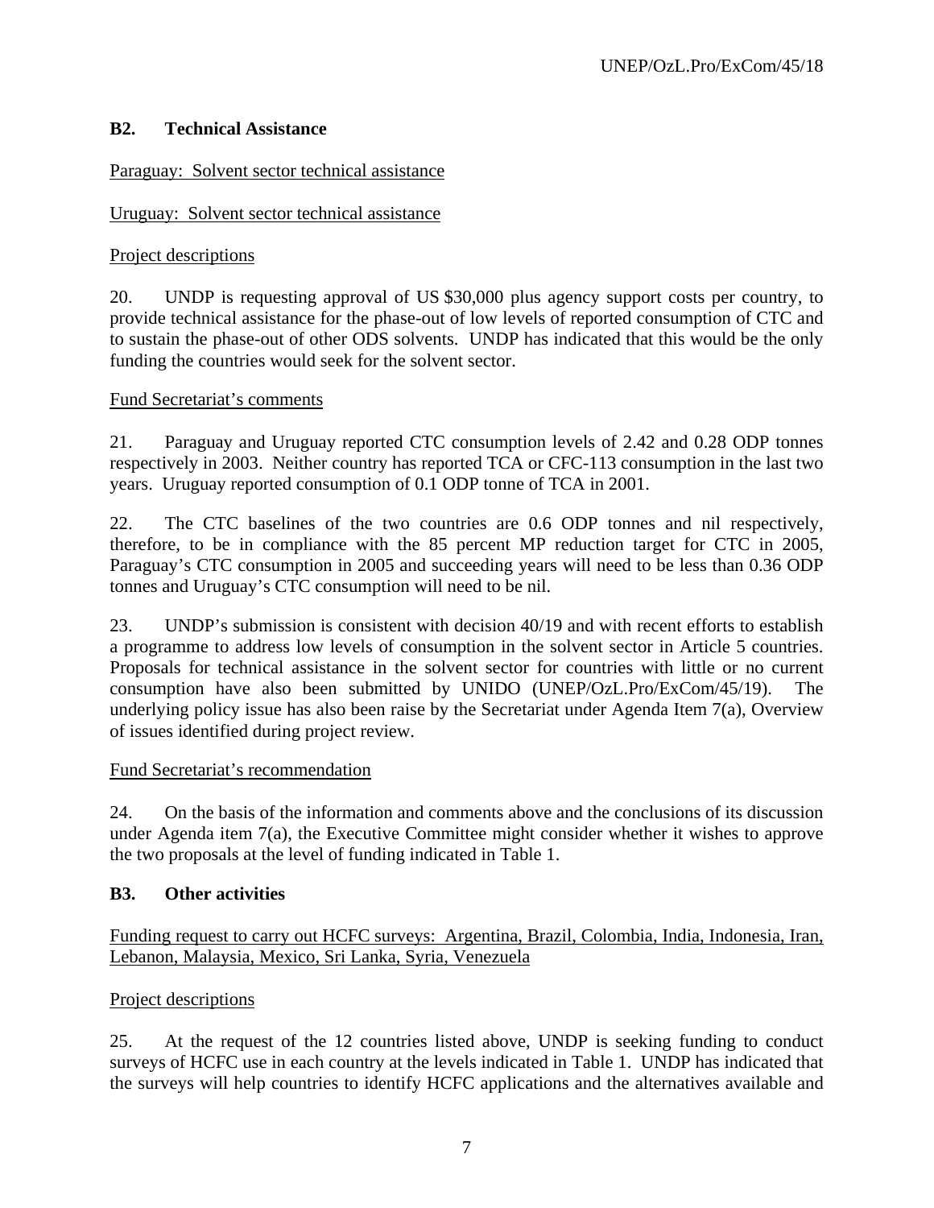### B2. Technical Assistance

Paraguay: Solvent sector technical assistance

Uruguay: Solvent sector technical assistance

Project descriptions

20. UNDP is requesting approval of US $30,000 plus agency support costs per country, to provide technical assistance for the phase-out of low levels of reported consumption of CTC and to sustain the phase-out of other ODS solvents. UNDP has indicated that this would be the only funding the countries would seek for the solvent sector.

Fund Secretariat's comments

21. Paraguay and Uruguay reported CTC consumption levels of 2.42 and 0.28 ODP tonnes respectively in 2003. Neither country has reported TCA or CFC-113 consumption in the last two years. Uruguay reported consumption of 0.1 ODP tonne of TCA in 2001.

22. The CTC baselines of the two countries are 0.6 ODP tonnes and nil respectively, therefore, to be in compliance with the 85 percent MP reduction target for CTC in 2005, Paraguay's CTC consumption in 2005 and succeeding years will need to be less than 0.36 ODP tonnes and Uruguay's CTC consumption will need to be nil.

23. UNDP's submission is consistent with decision 40/19 and with recent efforts to establish a programme to address low levels of consumption in the solvent sector in Article 5 countries. Proposals for technical assistance in the solvent sector for countries with little or no current consumption have also been submitted by UNIDO (UNEP/OzL.Pro/ExCom/45/19). The underlying policy issue has also been raise by the Secretariat under Agenda Item 7(a), Overview of issues identified during project review.

Fund Secretariat's recommendation

24. On the basis of the information and comments above and the conclusions of its discussion under Agenda item 7(a), the Executive Committee might consider whether it wishes to approve the two proposals at the level of funding indicated in Table 1.

### B3. Other activities

Funding request to carry out HCFC surveys: Argentina, Brazil, Colombia, India, Indonesia, Iran, Lebanon, Malaysia, Mexico, Sri Lanka, Syria, Venezuela

Project descriptions

25. At the request of the 12 countries listed above, UNDP is seeking funding to conduct surveys of HCFC use in each country at the levels indicated in Table 1. UNDP has indicated that the surveys will help countries to identify HCFC applications and the alternatives available and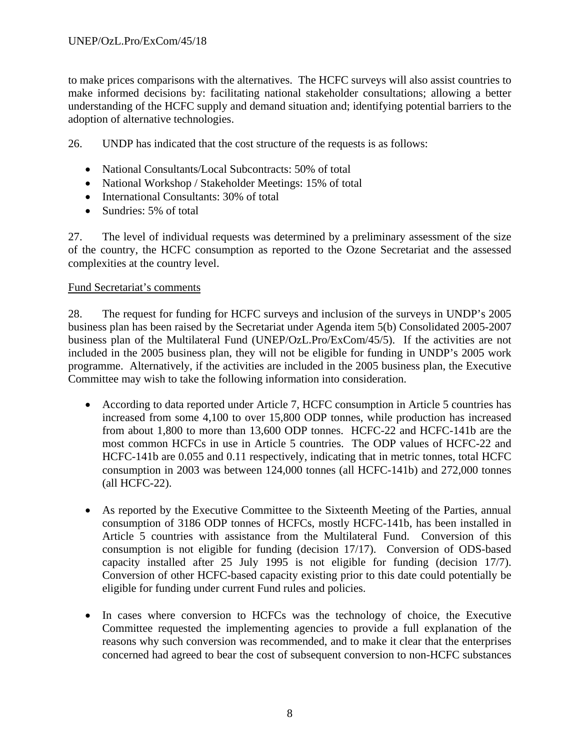to make prices comparisons with the alternatives. The HCFC surveys will also assist countries to make informed decisions by: facilitating national stakeholder consultations; allowing a better understanding of the HCFC supply and demand situation and; identifying potential barriers to the adoption of alternative technologies.

26. UNDP has indicated that the cost structure of the requests is as follows:

- National Consultants/Local Subcontracts: 50% of total
- National Workshop / Stakeholder Meetings: 15% of total
- International Consultants: 30% of total
- Sundries: 5% of total

27. The level of individual requests was determined by a preliminary assessment of the size of the country, the HCFC consumption as reported to the Ozone Secretariat and the assessed complexities at the country level.

<u>Fund Secretariat's comments</u>

28. The request for funding for HCFC surveys and inclusion of the surveys in UNDP's 2005 business plan has been raised by the Secretariat under Agenda item 5(b) Consolidated 2005-2007 business plan of the Multilateral Fund (UNEP/OzL.Pro/ExCom/45/5). If the activities are not included in the 2005 business plan, they will not be eligible for funding in UNDP's 2005 work programme. Alternatively, if the activities are included in the 2005 business plan, the Executive Committee may wish to take the following information into consideration.

- According to data reported under Article 7, HCFC consumption in Article 5 countries has increased from some 4,100 to over 15,800 ODP tonnes, while production has increased from about 1,800 to more than 13,600 ODP tonnes. HCFC-22 and HCFC-141b are the most common HCFCs in use in Article 5 countries. The ODP values of HCFC-22 and HCFC-141b are 0.055 and 0.11 respectively, indicating that in metric tonnes, total HCFC consumption in 2003 was between 124,000 tonnes (all HCFC-141b) and 272,000 tonnes (all HCFC-22).

- As reported by the Executive Committee to the Sixteenth Meeting of the Parties, annual consumption of 3186 ODP tonnes of HCFCs, mostly HCFC-141b, has been installed in Article 5 countries with assistance from the Multilateral Fund. Conversion of this consumption is not eligible for funding (decision 17/17). Conversion of ODS-based capacity installed after 25 July 1995 is not eligible for funding (decision 17/7). Conversion of other HCFC-based capacity existing prior to this date could potentially be eligible for funding under current Fund rules and policies.

- In cases where conversion to HCFCs was the technology of choice, the Executive Committee requested the implementing agencies to provide a full explanation of the reasons why such conversion was recommended, and to make it clear that the enterprises concerned had agreed to bear the cost of subsequent conversion to non-HCFC substances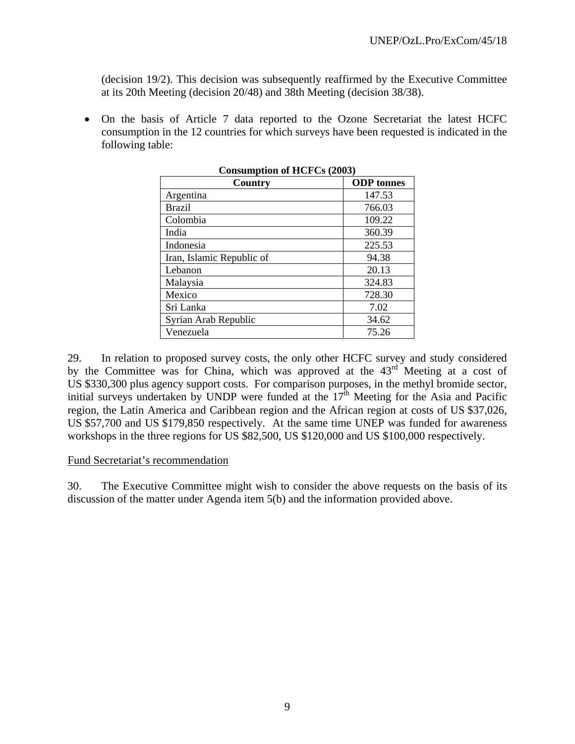(decision 19/2). This decision was subsequently reaffirmed by the Executive Committee at its 20th Meeting (decision 20/48) and 38th Meeting (decision 38/38).

- On the basis of Article 7 data reported to the Ozone Secretariat the latest HCFC consumption in the 12 countries for which surveys have been requested is indicated in the following table:

**Consumption of HCFCs (2003)**

| Country | ODP tonnes |
|---|---|
| Argentina | 147.53 |
| Brazil | 766.03 |
| Colombia | 109.22 |
| India | 360.39 |
| Indonesia | 225.53 |
| Iran, Islamic Republic of | 94.38 |
| Lebanon | 20.13 |
| Malaysia | 324.83 |
| Mexico | 728.30 |
| Sri Lanka | 7.02 |
| Syrian Arab Republic | 34.62 |
| Venezuela | 75.26 |

29. In relation to proposed survey costs, the only other HCFC survey and study considered by the Committee was for China, which was approved at the 43rd Meeting at a cost of US $330,300 plus agency support costs. For comparison purposes, in the methyl bromide sector, initial surveys undertaken by UNDP were funded at the 17th Meeting for the Asia and Pacific region, the Latin America and Caribbean region and the African region at costs of US $37,026, US $57,700 and US $179,850 respectively. At the same time UNEP was funded for awareness workshops in the three regions for US $82,500, US $120,000 and US $100,000 respectively.

Fund Secretariat's recommendation

30. The Executive Committee might wish to consider the above requests on the basis of its discussion of the matter under Agenda item 5(b) and the information provided above.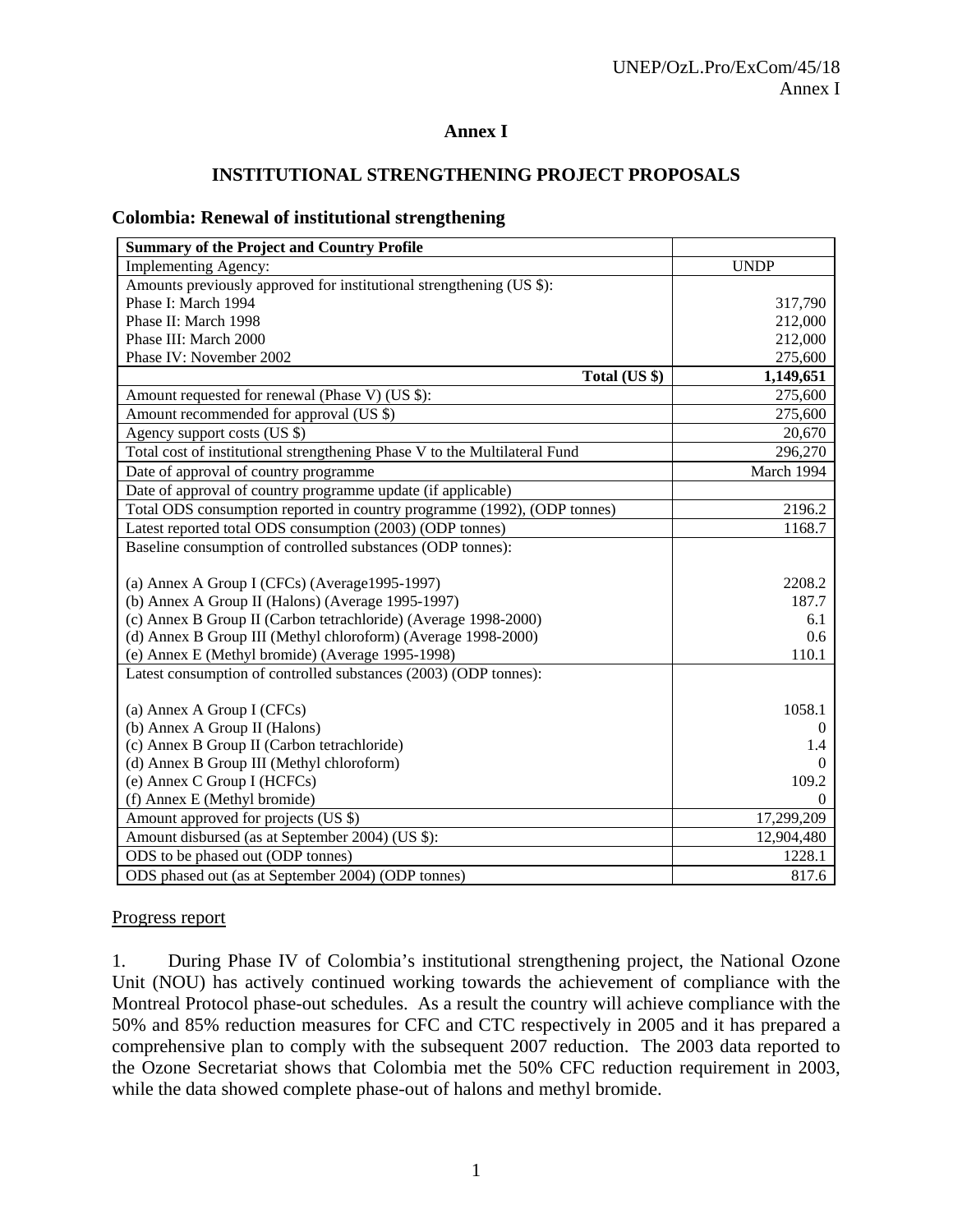# Annex I

## INSTITUTIONAL STRENGTHENING PROJECT PROPOSALS

### Colombia: Renewal of institutional strengthening

| Summary of the Project and Country Profile | |
|---|---|
| Implementing Agency: | UNDP |
| Amounts previously approved for institutional strengthening (US $): | |
| Phase I: March 1994 | 317,790 |
| Phase II: March 1998 | 212,000 |
| Phase III: March 2000 | 212,000 |
| Phase IV: November 2002 | 275,600 |
| **Total (US $)** | **1,149,651** |
| Amount requested for renewal (Phase V) (US $): | 275,600 |
| Amount recommended for approval (US $) | 275,600 |
| Agency support costs (US $) | 20,670 |
| Total cost of institutional strengthening Phase V to the Multilateral Fund | 296,270 |
| Date of approval of country programme | March 1994 |
| Date of approval of country programme update (if applicable) | |
| Total ODS consumption reported in country programme (1992), (ODP tonnes) | 2196.2 |
| Latest reported total ODS consumption (2003) (ODP tonnes) | 1168.7 |
| Baseline consumption of controlled substances (ODP tonnes): | |
| (a) Annex A Group I (CFCs) (Average1995-1997) | 2208.2 |
| (b) Annex A Group II (Halons) (Average 1995-1997) | 187.7 |
| (c) Annex B Group II (Carbon tetrachloride) (Average 1998-2000) | 6.1 |
| (d) Annex B Group III (Methyl chloroform) (Average 1998-2000) | 0.6 |
| (e) Annex E (Methyl bromide) (Average 1995-1998) | 110.1 |
| Latest consumption of controlled substances (2003) (ODP tonnes): | |
| (a) Annex A Group I (CFCs) | 1058.1 |
| (b) Annex A Group II (Halons) | 0 |
| (c) Annex B Group II (Carbon tetrachloride) | 1.4 |
| (d) Annex B Group III (Methyl chloroform) | 0 |
| (e) Annex C Group I (HCFCs) | 109.2 |
| (f) Annex E (Methyl bromide) | 0 |
| Amount approved for projects (US $) | 17,299,209 |
| Amount disbursed (as at September 2004) (US $): | 12,904,480 |
| ODS to be phased out (ODP tonnes) | 1228.1 |
| ODS phased out (as at September 2004) (ODP tonnes) | 817.6 |

Progress report

1. During Phase IV of Colombia's institutional strengthening project, the National Ozone Unit (NOU) has actively continued working towards the achievement of compliance with the Montreal Protocol phase-out schedules. As a result the country will achieve compliance with the 50% and 85% reduction measures for CFC and CTC respectively in 2005 and it has prepared a comprehensive plan to comply with the subsequent 2007 reduction. The 2003 data reported to the Ozone Secretariat shows that Colombia met the 50% CFC reduction requirement in 2003, while the data showed complete phase-out of halons and methyl bromide.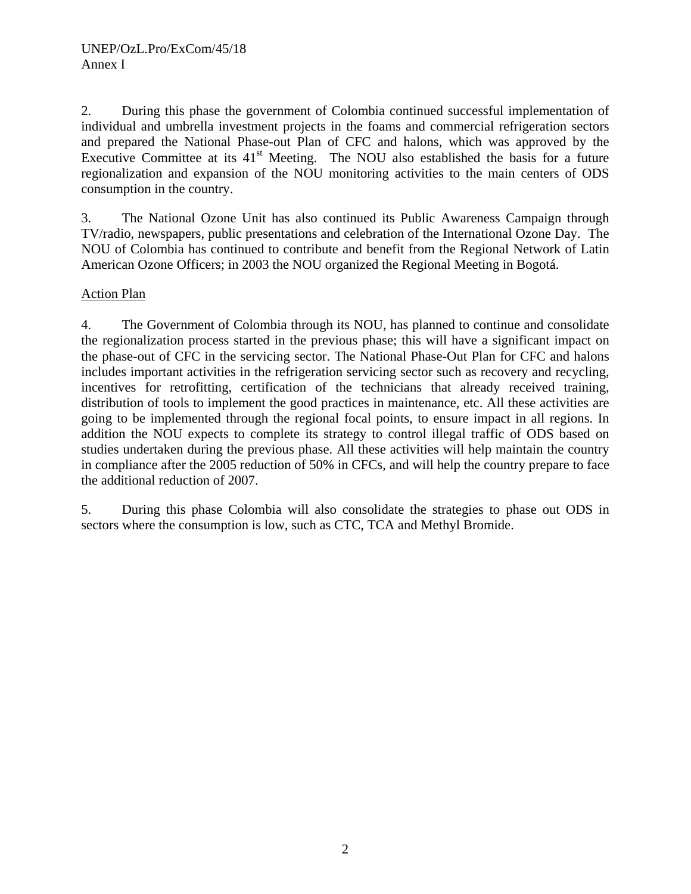2. During this phase the government of Colombia continued successful implementation of individual and umbrella investment projects in the foams and commercial refrigeration sectors and prepared the National Phase-out Plan of CFC and halons, which was approved by the Executive Committee at its 41st Meeting. The NOU also established the basis for a future regionalization and expansion of the NOU monitoring activities to the main centers of ODS consumption in the country.

3. The National Ozone Unit has also continued its Public Awareness Campaign through TV/radio, newspapers, public presentations and celebration of the International Ozone Day. The NOU of Colombia has continued to contribute and benefit from the Regional Network of Latin American Ozone Officers; in 2003 the NOU organized the Regional Meeting in Bogotá.

<u>Action Plan</u>

4. The Government of Colombia through its NOU, has planned to continue and consolidate the regionalization process started in the previous phase; this will have a significant impact on the phase-out of CFC in the servicing sector. The National Phase-Out Plan for CFC and halons includes important activities in the refrigeration servicing sector such as recovery and recycling, incentives for retrofitting, certification of the technicians that already received training, distribution of tools to implement the good practices in maintenance, etc. All these activities are going to be implemented through the regional focal points, to ensure impact in all regions. In addition the NOU expects to complete its strategy to control illegal traffic of ODS based on studies undertaken during the previous phase. All these activities will help maintain the country in compliance after the 2005 reduction of 50% in CFCs, and will help the country prepare to face the additional reduction of 2007.

5. During this phase Colombia will also consolidate the strategies to phase out ODS in sectors where the consumption is low, such as CTC, TCA and Methyl Bromide.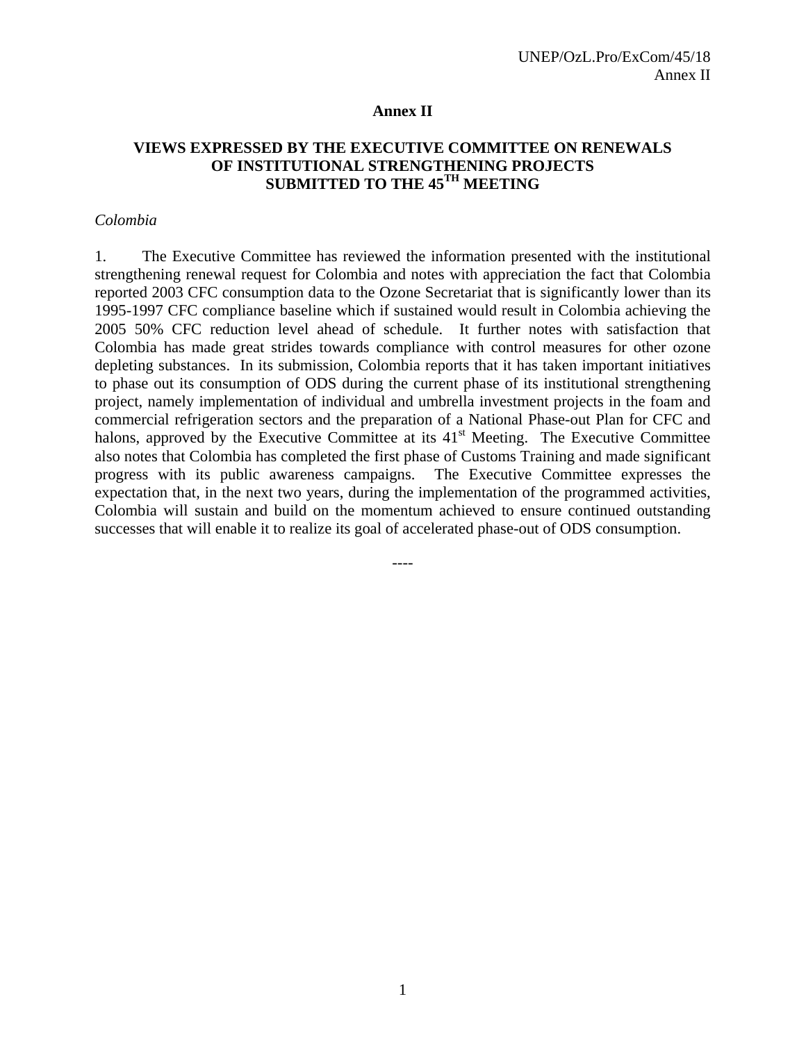**Annex II**

**VIEWS EXPRESSED BY THE EXECUTIVE COMMITTEE ON RENEWALS OF INSTITUTIONAL STRENGTHENING PROJECTS SUBMITTED TO THE 45TH MEETING**

*Colombia*

1. The Executive Committee has reviewed the information presented with the institutional strengthening renewal request for Colombia and notes with appreciation the fact that Colombia reported 2003 CFC consumption data to the Ozone Secretariat that is significantly lower than its 1995-1997 CFC compliance baseline which if sustained would result in Colombia achieving the 2005 50% CFC reduction level ahead of schedule. It further notes with satisfaction that Colombia has made great strides towards compliance with control measures for other ozone depleting substances. In its submission, Colombia reports that it has taken important initiatives to phase out its consumption of ODS during the current phase of its institutional strengthening project, namely implementation of individual and umbrella investment projects in the foam and commercial refrigeration sectors and the preparation of a National Phase-out Plan for CFC and halons, approved by the Executive Committee at its 41st Meeting. The Executive Committee also notes that Colombia has completed the first phase of Customs Training and made significant progress with its public awareness campaigns. The Executive Committee expresses the expectation that, in the next two years, during the implementation of the programmed activities, Colombia will sustain and build on the momentum achieved to ensure continued outstanding successes that will enable it to realize its goal of accelerated phase-out of ODS consumption.

----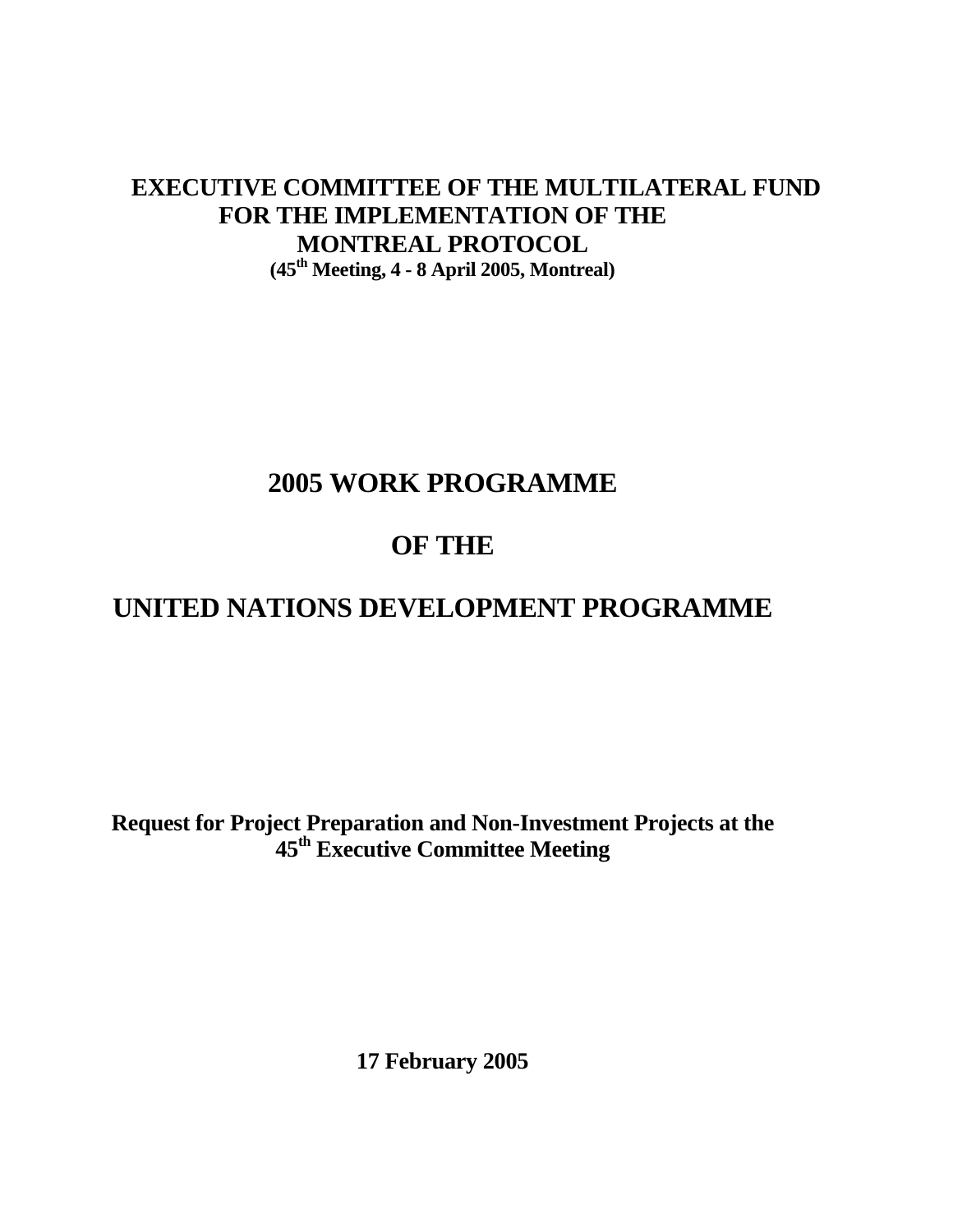# EXECUTIVE COMMITTEE OF THE MULTILATERAL FUND FOR THE IMPLEMENTATION OF THE MONTREAL PROTOCOL

**(45th Meeting, 4 - 8 April 2005, Montreal)**

# 2005 WORK PROGRAMME

# OF THE

# UNITED NATIONS DEVELOPMENT PROGRAMME

**Request for Project Preparation and Non-Investment Projects at the 45th Executive Committee Meeting**

**17 February 2005**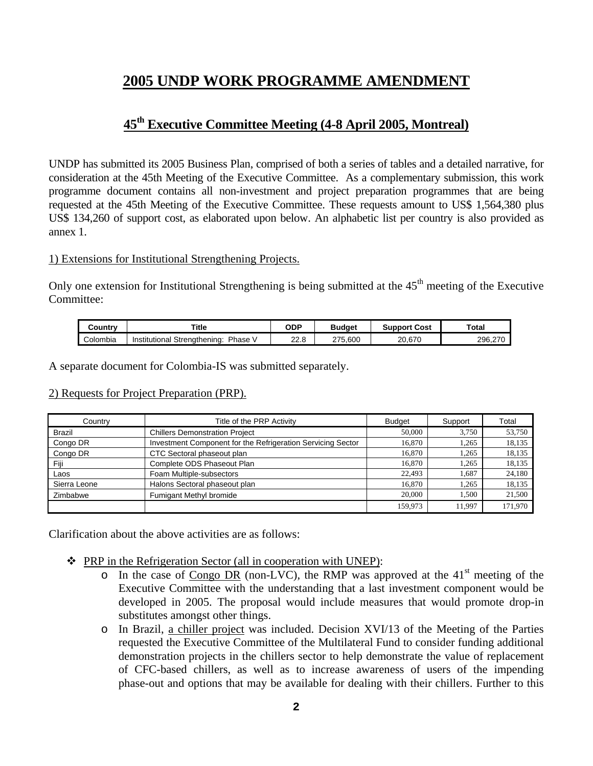# 2005 UNDP WORK PROGRAMME AMENDMENT

## 45th Executive Committee Meeting (4-8 April 2005, Montreal)

UNDP has submitted its 2005 Business Plan, comprised of both a series of tables and a detailed narrative, for consideration at the 45th Meeting of the Executive Committee. As a complementary submission, this work programme document contains all non-investment and project preparation programmes that are being requested at the 45th Meeting of the Executive Committee. These requests amount to US$ 1,564,380 plus US$ 134,260 of support cost, as elaborated upon below. An alphabetic list per country is also provided as annex 1.

1) Extensions for Institutional Strengthening Projects.

Only one extension for Institutional Strengthening is being submitted at the 45th meeting of the Executive Committee:

| Country | Title | ODP | Budget | Support Cost | Total |
|---|---|---|---|---|---|
| Colombia | Institutional Strengthening: Phase V | 22.8 | 275,600 | 20,670 | 296,270 |

A separate document for Colombia-IS was submitted separately.

2) Requests for Project Preparation (PRP).

| Country | Title of the PRP Activity | Budget | Support | Total |
|---|---|---|---|---|
| Brazil | Chillers Demonstration Project | 50,000 | 3,750 | 53,750 |
| Congo DR | Investment Component for the Refrigeration Servicing Sector | 16,870 | 1,265 | 18,135 |
| Congo DR | CTC Sectoral phaseout plan | 16,870 | 1,265 | 18,135 |
| Fiji | Complete ODS Phaseout Plan | 16,870 | 1,265 | 18,135 |
| Laos | Foam Multiple-subsectors | 22,493 | 1,687 | 24,180 |
| Sierra Leone | Halons Sectoral phaseout plan | 16,870 | 1,265 | 18,135 |
| Zimbabwe | Fumigant Methyl bromide | 20,000 | 1,500 | 21,500 |
| | | 159,973 | 11,997 | 171,970 |

Clarification about the above activities are as follows:

- PRP in the Refrigeration Sector (all in cooperation with UNEP):
  - In the case of Congo DR (non-LVC), the RMP was approved at the 41st meeting of the Executive Committee with the understanding that a last investment component would be developed in 2005. The proposal would include measures that would promote drop-in substitutes amongst other things.
  - In Brazil, a chiller project was included. Decision XVI/13 of the Meeting of the Parties requested the Executive Committee of the Multilateral Fund to consider funding additional demonstration projects in the chillers sector to help demonstrate the value of replacement of CFC-based chillers, as well as to increase awareness of users of the impending phase-out and options that may be available for dealing with their chillers. Further to this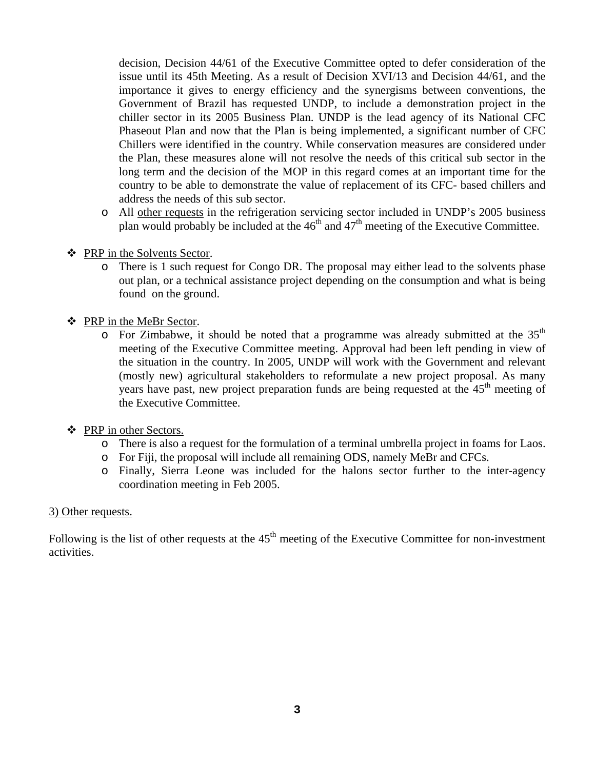decision, Decision 44/61 of the Executive Committee opted to defer consideration of the issue until its 45th Meeting. As a result of Decision XVI/13 and Decision 44/61, and the importance it gives to energy efficiency and the synergisms between conventions, the Government of Brazil has requested UNDP, to include a demonstration project in the chiller sector in its 2005 Business Plan. UNDP is the lead agency of its National CFC Phaseout Plan and now that the Plan is being implemented, a significant number of CFC Chillers were identified in the country. While conservation measures are considered under the Plan, these measures alone will not resolve the needs of this critical sub sector in the long term and the decision of the MOP in this regard comes at an important time for the country to be able to demonstrate the value of replacement of its CFC- based chillers and address the needs of this sub sector.

  - All <u>other requests</u> in the refrigeration servicing sector included in UNDP's 2005 business plan would probably be included at the 46th and 47th meeting of the Executive Committee.

- <u>PRP in the Solvents Sector</u>.
  - There is 1 such request for Congo DR. The proposal may either lead to the solvents phase out plan, or a technical assistance project depending on the consumption and what is being found on the ground.

- <u>PRP in the MeBr Sector</u>.
  - For Zimbabwe, it should be noted that a programme was already submitted at the 35th meeting of the Executive Committee meeting. Approval had been left pending in view of the situation in the country. In 2005, UNDP will work with the Government and relevant (mostly new) agricultural stakeholders to reformulate a new project proposal. As many years have past, new project preparation funds are being requested at the 45th meeting of the Executive Committee.

- <u>PRP in other Sectors.</u>
  - There is also a request for the formulation of a terminal umbrella project in foams for Laos.
  - For Fiji, the proposal will include all remaining ODS, namely MeBr and CFCs.
  - Finally, Sierra Leone was included for the halons sector further to the inter-agency coordination meeting in Feb 2005.

<u>3) Other requests.</u>

Following is the list of other requests at the 45th meeting of the Executive Committee for non-investment activities.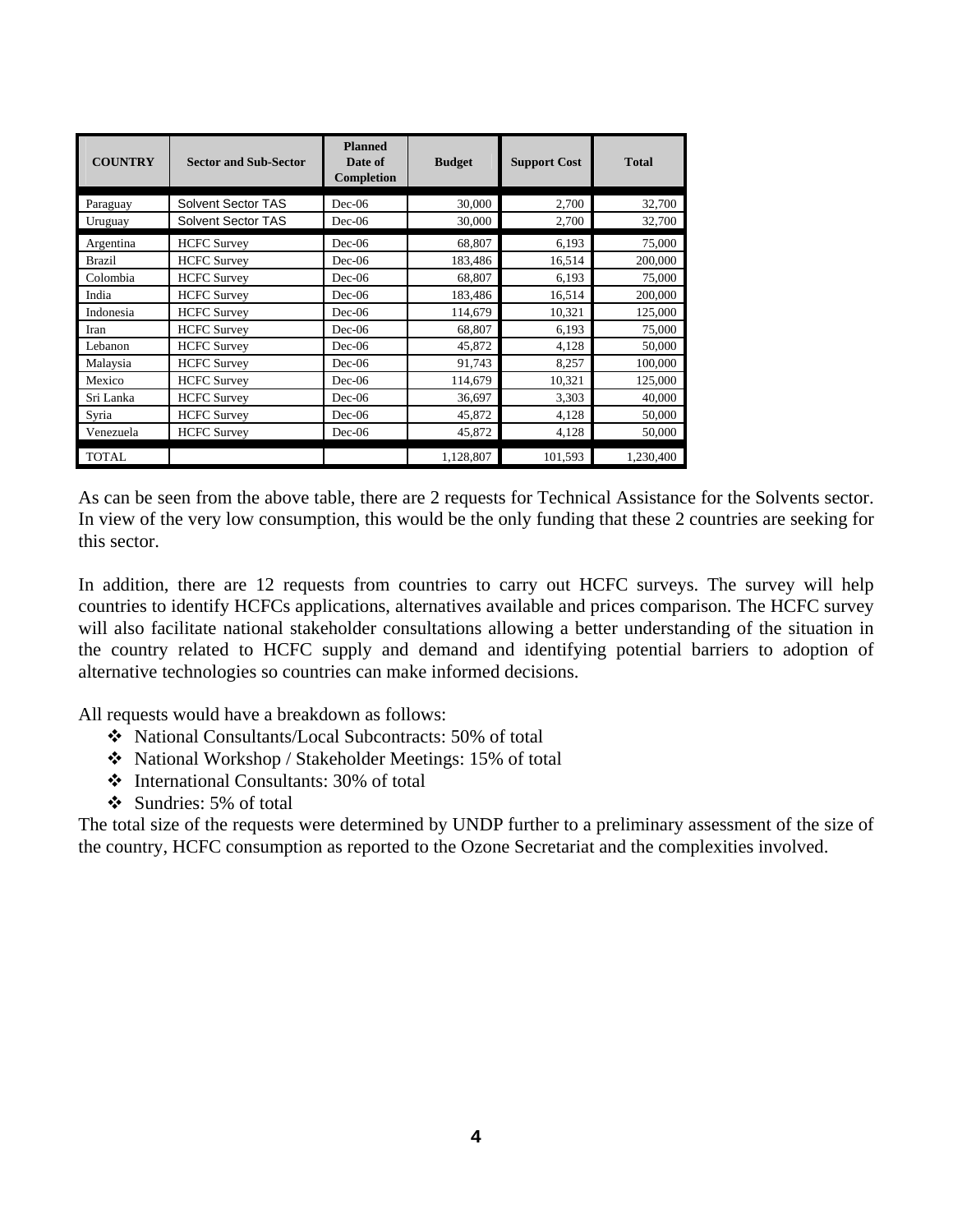| COUNTRY | Sector and Sub-Sector | Planned Date of Completion | Budget | Support Cost | Total |
|---|---|---|---|---|---|
| Paraguay | Solvent Sector TAS | Dec-06 | 30,000 | 2,700 | 32,700 |
| Uruguay | Solvent Sector TAS | Dec-06 | 30,000 | 2,700 | 32,700 |
| Argentina | HCFC Survey | Dec-06 | 68,807 | 6,193 | 75,000 |
| Brazil | HCFC Survey | Dec-06 | 183,486 | 16,514 | 200,000 |
| Colombia | HCFC Survey | Dec-06 | 68,807 | 6,193 | 75,000 |
| India | HCFC Survey | Dec-06 | 183,486 | 16,514 | 200,000 |
| Indonesia | HCFC Survey | Dec-06 | 114,679 | 10,321 | 125,000 |
| Iran | HCFC Survey | Dec-06 | 68,807 | 6,193 | 75,000 |
| Lebanon | HCFC Survey | Dec-06 | 45,872 | 4,128 | 50,000 |
| Malaysia | HCFC Survey | Dec-06 | 91,743 | 8,257 | 100,000 |
| Mexico | HCFC Survey | Dec-06 | 114,679 | 10,321 | 125,000 |
| Sri Lanka | HCFC Survey | Dec-06 | 36,697 | 3,303 | 40,000 |
| Syria | HCFC Survey | Dec-06 | 45,872 | 4,128 | 50,000 |
| Venezuela | HCFC Survey | Dec-06 | 45,872 | 4,128 | 50,000 |
| TOTAL | | | 1,128,807 | 101,593 | 1,230,400 |

As can be seen from the above table, there are 2 requests for Technical Assistance for the Solvents sector. In view of the very low consumption, this would be the only funding that these 2 countries are seeking for this sector.

In addition, there are 12 requests from countries to carry out HCFC surveys. The survey will help countries to identify HCFCs applications, alternatives available and prices comparison. The HCFC survey will also facilitate national stakeholder consultations allowing a better understanding of the situation in the country related to HCFC supply and demand and identifying potential barriers to adoption of alternative technologies so countries can make informed decisions.

All requests would have a breakdown as follows:

- National Consultants/Local Subcontracts: 50% of total
- National Workshop / Stakeholder Meetings: 15% of total
- International Consultants: 30% of total
- Sundries: 5% of total

The total size of the requests were determined by UNDP further to a preliminary assessment of the size of the country, HCFC consumption as reported to the Ozone Secretariat and the complexities involved.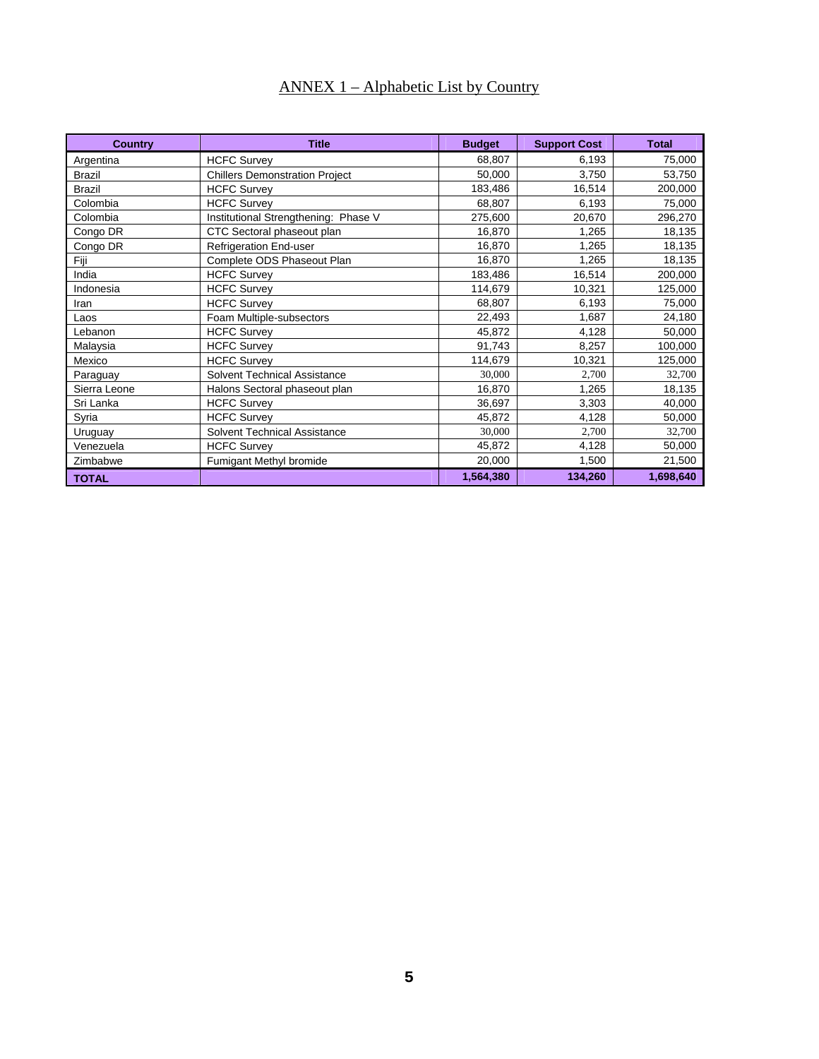# ANNEX 1 – Alphabetic List by Country

| Country | Title | Budget | Support Cost | Total |
|---|---|---|---|---|
| Argentina | HCFC Survey | 68,807 | 6,193 | 75,000 |
| Brazil | Chillers Demonstration Project | 50,000 | 3,750 | 53,750 |
| Brazil | HCFC Survey | 183,486 | 16,514 | 200,000 |
| Colombia | HCFC Survey | 68,807 | 6,193 | 75,000 |
| Colombia | Institutional Strengthening: Phase V | 275,600 | 20,670 | 296,270 |
| Congo DR | CTC Sectoral phaseout plan | 16,870 | 1,265 | 18,135 |
| Congo DR | Refrigeration End-user | 16,870 | 1,265 | 18,135 |
| Fiji | Complete ODS Phaseout Plan | 16,870 | 1,265 | 18,135 |
| India | HCFC Survey | 183,486 | 16,514 | 200,000 |
| Indonesia | HCFC Survey | 114,679 | 10,321 | 125,000 |
| Iran | HCFC Survey | 68,807 | 6,193 | 75,000 |
| Laos | Foam Multiple-subsectors | 22,493 | 1,687 | 24,180 |
| Lebanon | HCFC Survey | 45,872 | 4,128 | 50,000 |
| Malaysia | HCFC Survey | 91,743 | 8,257 | 100,000 |
| Mexico | HCFC Survey | 114,679 | 10,321 | 125,000 |
| Paraguay | Solvent Technical Assistance | 30,000 | 2,700 | 32,700 |
| Sierra Leone | Halons Sectoral phaseout plan | 16,870 | 1,265 | 18,135 |
| Sri Lanka | HCFC Survey | 36,697 | 3,303 | 40,000 |
| Syria | HCFC Survey | 45,872 | 4,128 | 50,000 |
| Uruguay | Solvent Technical Assistance | 30,000 | 2,700 | 32,700 |
| Venezuela | HCFC Survey | 45,872 | 4,128 | 50,000 |
| Zimbabwe | Fumigant Methyl bromide | 20,000 | 1,500 | 21,500 |
| **TOTAL** | | **1,564,380** | **134,260** | **1,698,640** |